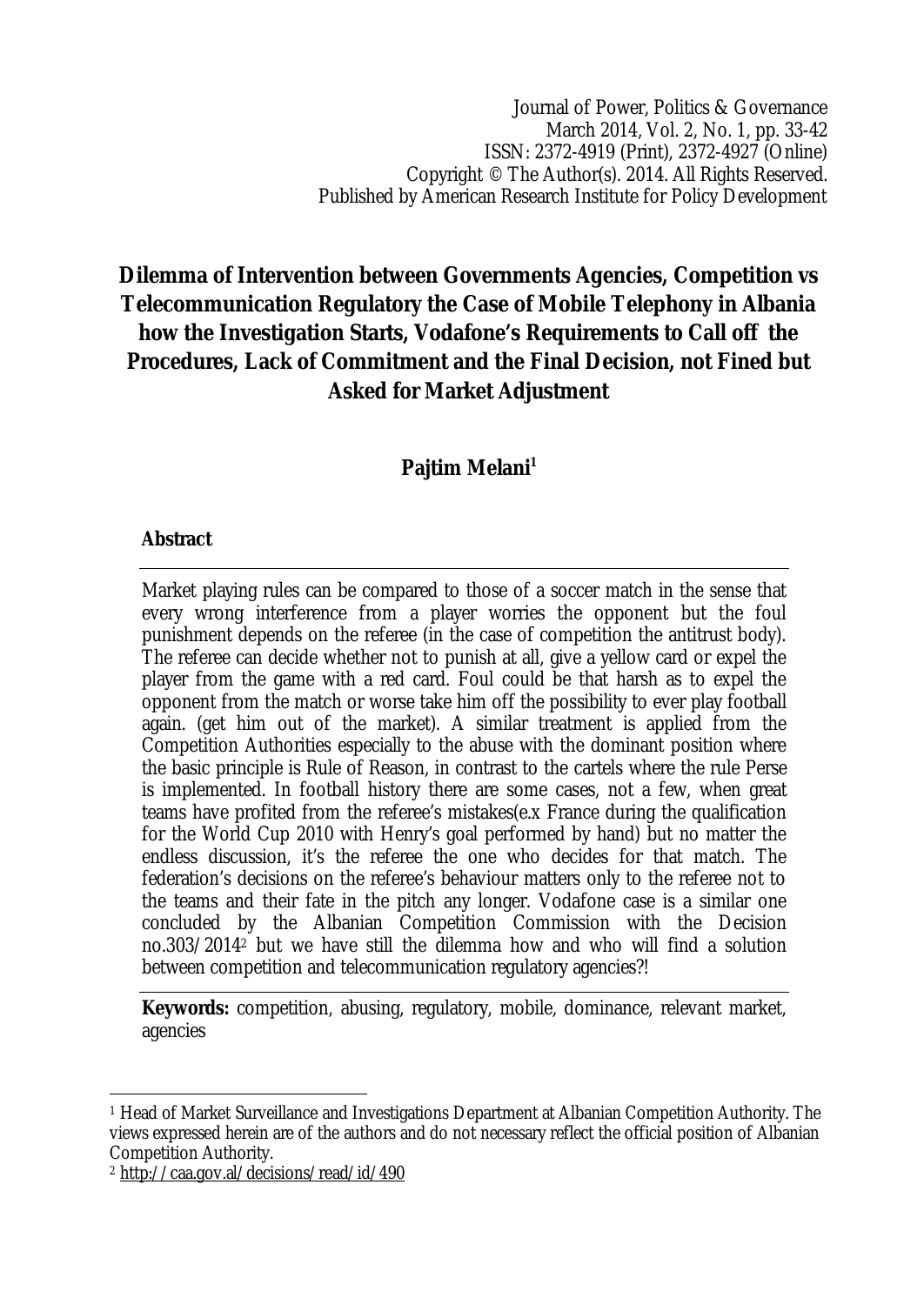Journal of Power, Politics & Governance
March 2014, Vol. 2, No. 1, pp. 33-42
ISSN: 2372-4919 (Print), 2372-4927 (Online)
Copyright © The Author(s). 2014. All Rights Reserved.
Published by American Research Institute for Policy Development

# Dilemma of Intervention between Governments Agencies, Competition vs Telecommunication Regulatory the Case of Mobile Telephony in Albania how the Investigation Starts, Vodafone's Requirements to Call off the Procedures, Lack of Commitment and the Final Decision, not Fined but Asked for Market Adjustment

**Pajtim Melani**[1]

## Abstract

Market playing rules can be compared to those of a soccer match in the sense that every wrong interference from a player worries the opponent but the foul punishment depends on the referee (in the case of competition the antitrust body). The referee can decide whether not to punish at all, give a yellow card or expel the player from the game with a red card. Foul could be that harsh as to expel the opponent from the match or worse take him off the possibility to ever play football again. (get him out of the market). A similar treatment is applied from the Competition Authorities especially to the abuse with the dominant position where the basic principle is Rule of Reason, in contrast to the cartels where the rule Perse is implemented. In football history there are some cases, not a few, when great teams have profited from the referee's mistakes(e.x France during the qualification for the World Cup 2010 with Henry's goal performed by hand) but no matter the endless discussion, it's the referee the one who decides for that match. The federation's decisions on the referee's behaviour matters only to the referee not to the teams and their fate in the pitch any longer. Vodafone case is a similar one concluded by the Albanian Competition Commission with the Decision no.303/2014[2] but we have still the dilemma how and who will find a solution between competition and telecommunication regulatory agencies?!

**Keywords:** competition, abusing, regulatory, mobile, dominance, relevant market, agencies

---

[1] Head of Market Surveillance and Investigations Department at Albanian Competition Authority. The views expressed herein are of the authors and do not necessary reflect the official position of Albanian Competition Authority.

[2] http://caa.gov.al/decisions/read/id/490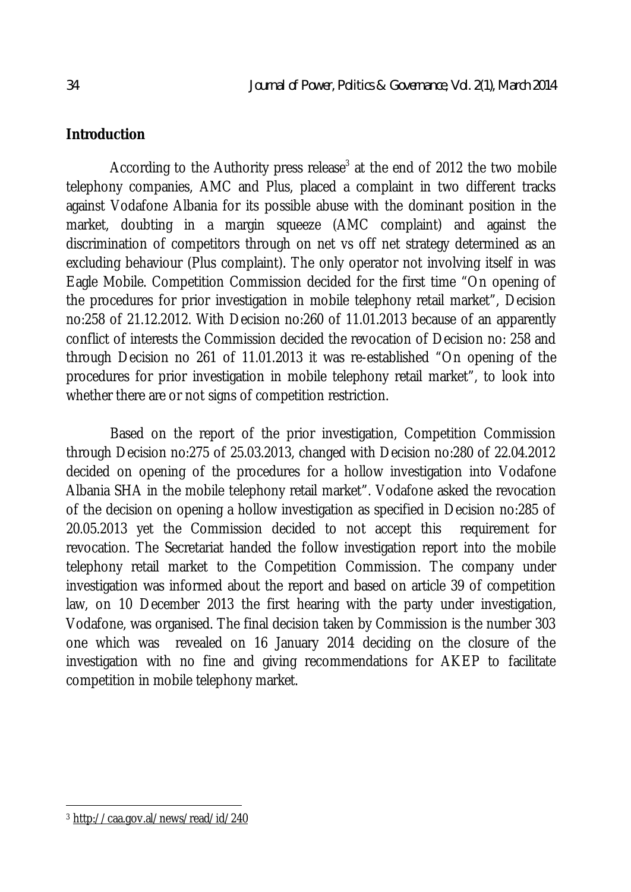## Introduction

According to the Authority press release[3] at the end of 2012 the two mobile telephony companies, AMC and Plus, placed a complaint in two different tracks against Vodafone Albania for its possible abuse with the dominant position in the market, doubting in a margin squeeze (AMC complaint) and against the discrimination of competitors through on net vs off net strategy determined as an excluding behaviour (Plus complaint). The only operator not involving itself in was Eagle Mobile. Competition Commission decided for the first time "On opening of the procedures for prior investigation in mobile telephony retail market", Decision no:258 of 21.12.2012. With Decision no:260 of 11.01.2013 because of an apparently conflict of interests the Commission decided the revocation of Decision no: 258 and through Decision no 261 of 11.01.2013 it was re-established "On opening of the procedures for prior investigation in mobile telephony retail market", to look into whether there are or not signs of competition restriction.

Based on the report of the prior investigation, Competition Commission through Decision no:275 of 25.03.2013, changed with Decision no:280 of 22.04.2012 decided on opening of the procedures for a hollow investigation into Vodafone Albania SHA in the mobile telephony retail market". Vodafone asked the revocation of the decision on opening a hollow investigation as specified in Decision no:285 of 20.05.2013 yet the Commission decided to not accept this requirement for revocation. The Secretariat handed the follow investigation report into the mobile telephony retail market to the Competition Commission. The company under investigation was informed about the report and based on article 39 of competition law, on 10 December 2013 the first hearing with the party under investigation, Vodafone, was organised. The final decision taken by Commission is the number 303 one which was revealed on 16 January 2014 deciding on the closure of the investigation with no fine and giving recommendations for AKEP to facilitate competition in mobile telephony market.

---

[3] http://caa.gov.al/news/read/id/240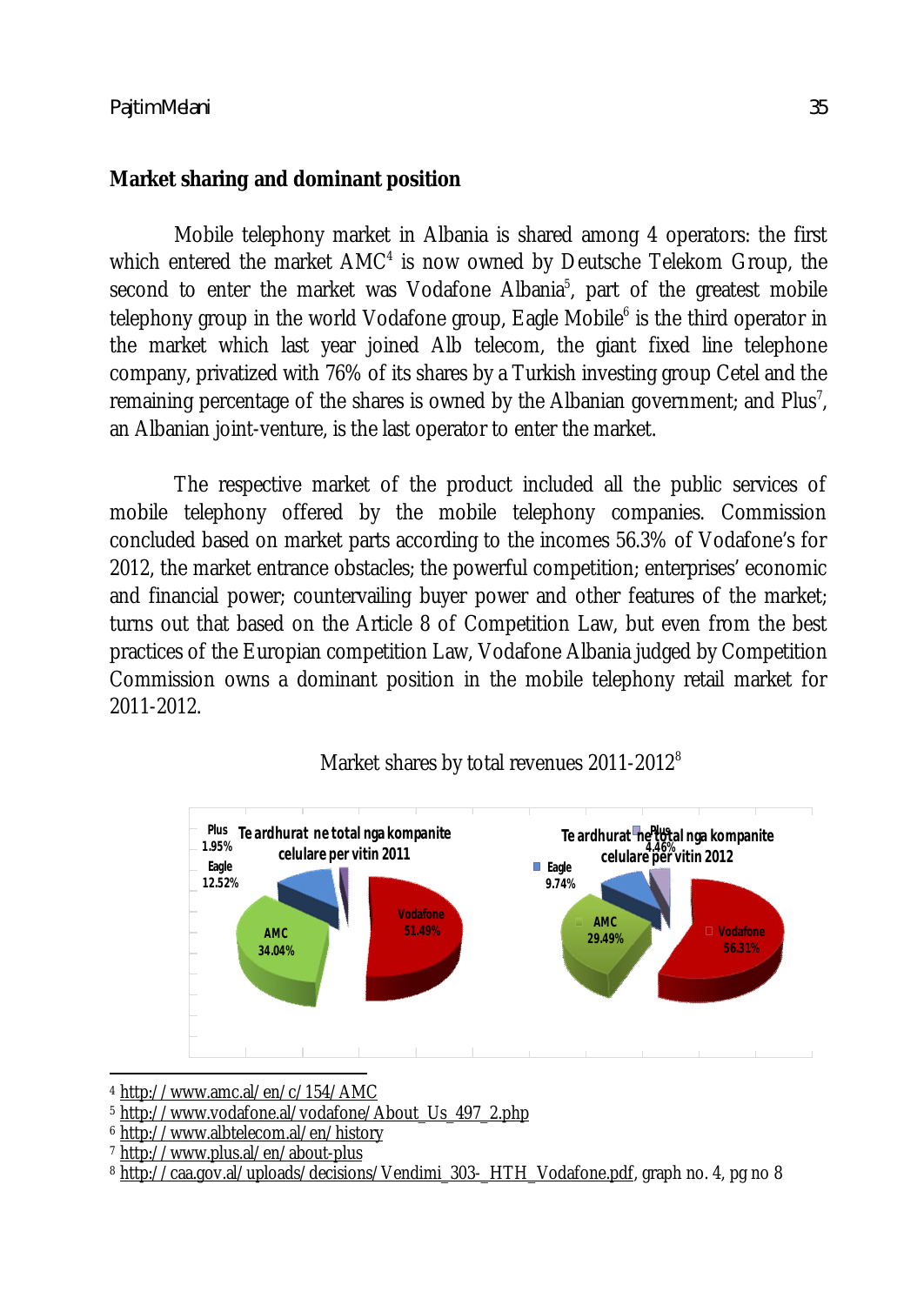## Market sharing and dominant position

Mobile telephony market in Albania is shared among 4 operators: the first which entered the market AMC[4] is now owned by Deutsche Telekom Group, the second to enter the market was Vodafone Albania[5], part of the greatest mobile telephony group in the world Vodafone group, Eagle Mobile[6] is the third operator in the market which last year joined Alb telecom, the giant fixed line telephone company, privatized with 76% of its shares by a Turkish investing group Cetel and the remaining percentage of the shares is owned by the Albanian government; and Plus[7], an Albanian joint-venture, is the last operator to enter the market.

The respective market of the product included all the public services of mobile telephony offered by the mobile telephony companies. Commission concluded based on market parts according to the incomes 56.3% of Vodafone's for 2012, the market entrance obstacles; the powerful competition; enterprises' economic and financial power; countervailing buyer power and other features of the market; turns out that based on the Article 8 of Competition Law, but even from the best practices of the Europian competition Law, Vodafone Albania judged by Competition Commission owns a dominant position in the mobile telephony retail market for 2011-2012.

Market shares by total revenues 2011-2012[8]

Te ardhurat ne total nga kompanite celulare per vitin 2011

| Company | Share |
|---|---|
| Vodafone | 51.49% |
| AMC | 34.04% |
| Eagle | 12.52% |
| Plus | 1.95% |

Te ardhurat ne total nga kompanite celulare per vitin 2012

| Company | Share |
|---|---|
| Vodafone | 56.31% |
| AMC | 29.49% |
| Eagle | 9.74% |
| Plus | 4.46% |

---

[4] http://www.amc.al/en/c/154/AMC

[5] http://www.vodafone.al/vodafone/About_Us_497_2.php

[6] http://www.albtelecom.al/en/history

[7] http://www.plus.al/en/about-plus

[8] http://caa.gov.al/uploads/decisions/Vendimi_303-_HTH_Vodafone.pdf, graph no. 4, pg no 8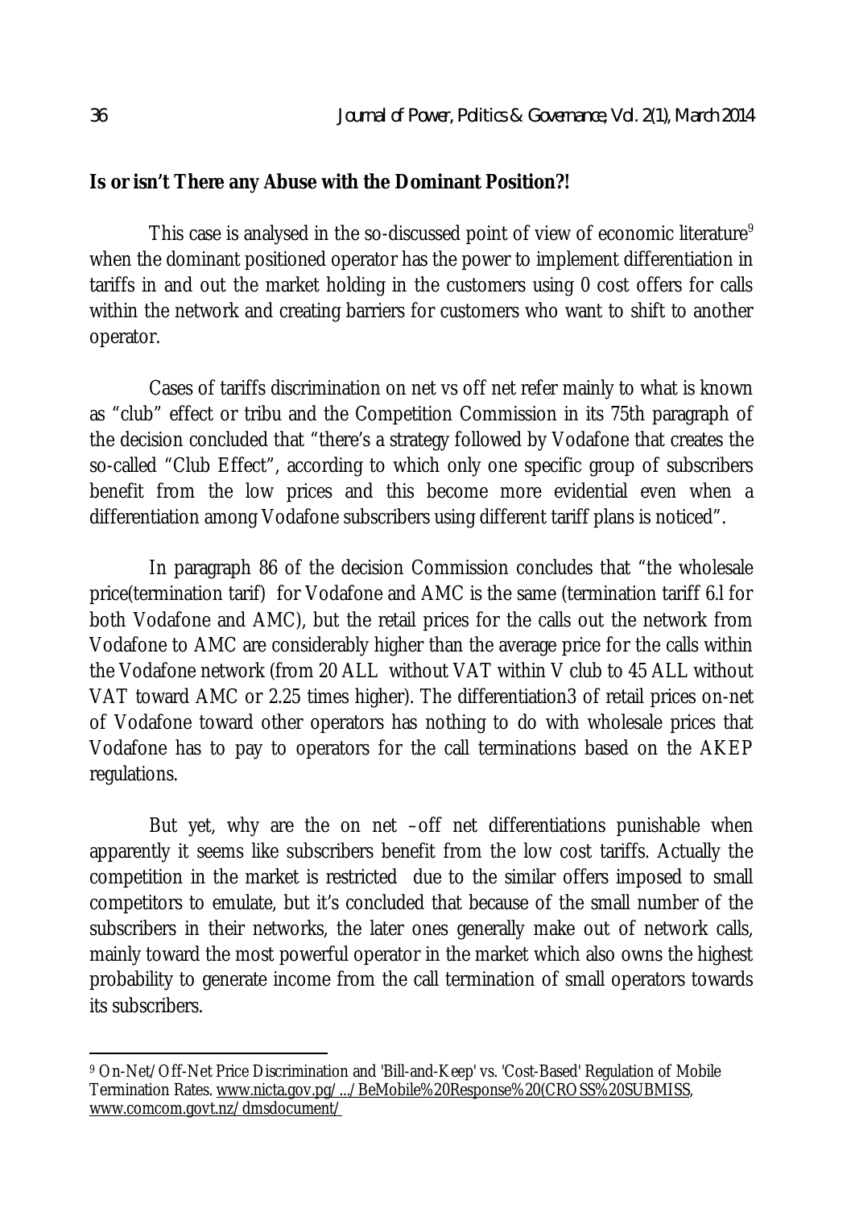**Is or isn't There any Abuse with the Dominant Position?!**

This case is analysed in the so-discussed point of view of economic literature[9] when the dominant positioned operator has the power to implement differentiation in tariffs in and out the market holding in the customers using 0 cost offers for calls within the network and creating barriers for customers who want to shift to another operator.

Cases of tariffs discrimination on net vs off net refer mainly to what is known as "club" effect or tribu and the Competition Commission in its 75th paragraph of the decision concluded that "there's a strategy followed by Vodafone that creates the so-called "Club Effect", according to which only one specific group of subscribers benefit from the low prices and this become more evidential even when a differentiation among Vodafone subscribers using different tariff plans is noticed".

In paragraph 86 of the decision Commission concludes that "the wholesale price(termination tarif) for Vodafone and AMC is the same (termination tariff 6.l for both Vodafone and AMC), but the retail prices for the calls out the network from Vodafone to AMC are considerably higher than the average price for the calls within the Vodafone network (from 20 ALL without VAT within V club to 45 ALL without VAT toward AMC or 2.25 times higher). The differentiation3 of retail prices on-net of Vodafone toward other operators has nothing to do with wholesale prices that Vodafone has to pay to operators for the call terminations based on the AKEP regulations.

But yet, why are the on net –off net differentiations punishable when apparently it seems like subscribers benefit from the low cost tariffs. Actually the competition in the market is restricted due to the similar offers imposed to small competitors to emulate, but it's concluded that because of the small number of the subscribers in their networks, the later ones generally make out of network calls, mainly toward the most powerful operator in the market which also owns the highest probability to generate income from the call termination of small operators towards its subscribers.

---

[9] On-Net/Off-Net Price Discrimination and 'Bill-and-Keep' vs. 'Cost-Based' Regulation of Mobile Termination Rates. www.nicta.gov.pg/.../BeMobile%20Response%20(CROSS%20SUBMISS, www.comcom.govt.nz/dmsdocument/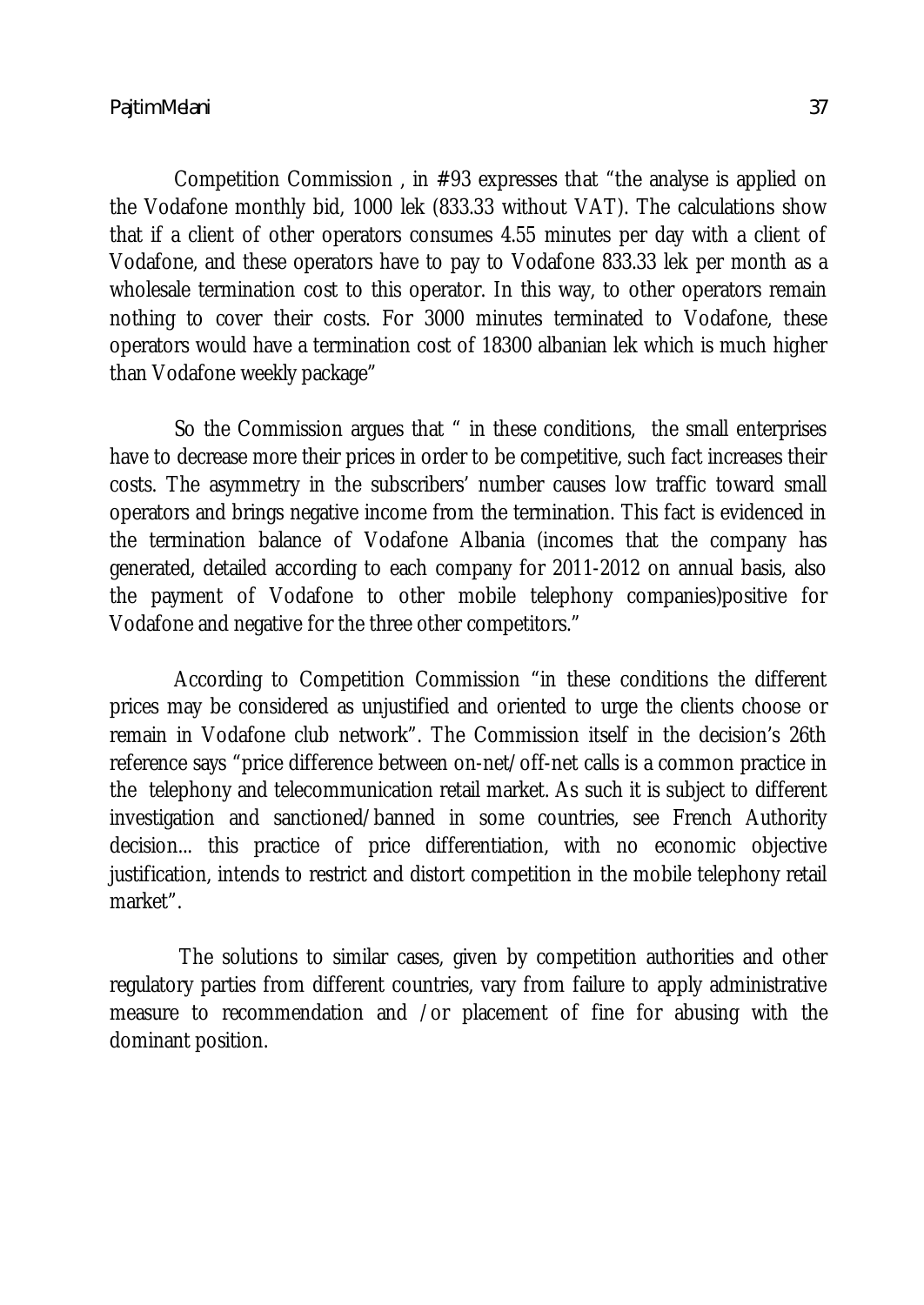Competition Commission , in #93 expresses that “the analyse is applied on the Vodafone monthly bid, 1000 lek (833.33 without VAT). The calculations show that if a client of other operators consumes 4.55 minutes per day with a client of Vodafone, and these operators have to pay to Vodafone 833.33 lek per month as a wholesale termination cost to this operator. In this way, to other operators remain nothing to cover their costs. For 3000 minutes terminated to Vodafone, these operators would have a termination cost of 18300 albanian lek which is much higher than Vodafone weekly package”

So the Commission argues that “ in these conditions, the small enterprises have to decrease more their prices in order to be competitive, such fact increases their costs. The asymmetry in the subscribers’ number causes low traffic toward small operators and brings negative income from the termination. This fact is evidenced in the termination balance of Vodafone Albania (incomes that the company has generated, detailed according to each company for 2011-2012 on annual basis, also the payment of Vodafone to other mobile telephony companies)positive for Vodafone and negative for the three other competitors.”

According to Competition Commission “in these conditions the different prices may be considered as unjustified and oriented to urge the clients choose or remain in Vodafone club network”. The Commission itself in the decision’s 26th reference says “price difference between on-net/off-net calls is a common practice in the telephony and telecommunication retail market. As such it is subject to different investigation and sanctioned/banned in some countries, see French Authority decision... this practice of price differentiation, with no economic objective justification, intends to restrict and distort competition in the mobile telephony retail market”.

The solutions to similar cases, given by competition authorities and other regulatory parties from different countries, vary from failure to apply administrative measure to recommendation and /or placement of fine for abusing with the dominant position.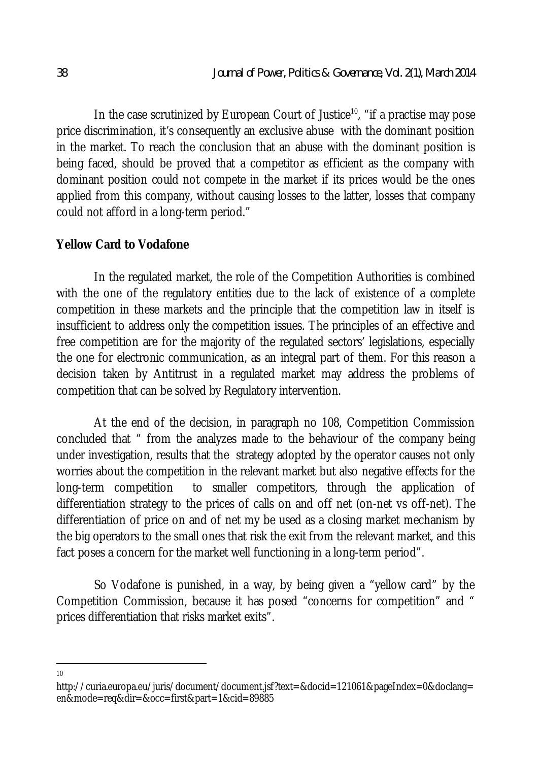In the case scrutinized by European Court of Justice[10], "if a practise may pose price discrimination, it's consequently an exclusive abuse with the dominant position in the market. To reach the conclusion that an abuse with the dominant position is being faced, should be proved that a competitor as efficient as the company with dominant position could not compete in the market if its prices would be the ones applied from this company, without causing losses to the latter, losses that company could not afford in a long-term period."

## Yellow Card to Vodafone

In the regulated market, the role of the Competition Authorities is combined with the one of the regulatory entities due to the lack of existence of a complete competition in these markets and the principle that the competition law in itself is insufficient to address only the competition issues. The principles of an effective and free competition are for the majority of the regulated sectors' legislations, especially the one for electronic communication, as an integral part of them. For this reason a decision taken by Antitrust in a regulated market may address the problems of competition that can be solved by Regulatory intervention.

At the end of the decision, in paragraph no 108, Competition Commission concluded that " from the analyzes made to the behaviour of the company being under investigation, results that the strategy adopted by the operator causes not only worries about the competition in the relevant market but also negative effects for the long-term competition to smaller competitors, through the application of differentiation strategy to the prices of calls on and off net (on-net vs off-net). The differentiation of price on and of net my be used as a closing market mechanism by the big operators to the small ones that risk the exit from the relevant market, and this fact poses a concern for the market well functioning in a long-term period".

So Vodafone is punished, in a way, by being given a "yellow card" by the Competition Commission, because it has posed "concerns for competition" and " prices differentiation that risks market exits".

---

[10] http://curia.europa.eu/juris/document/document.jsf?text=&docid=121061&pageIndex=0&doclang=en&mode=req&dir=&occ=first&part=1&cid=89885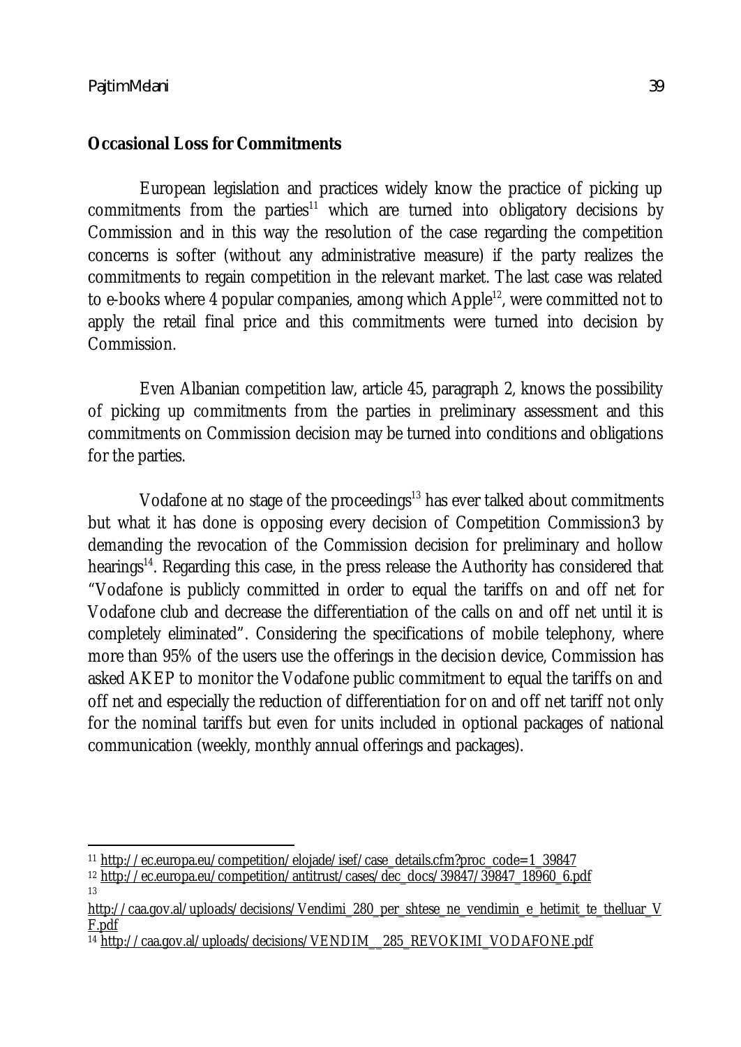**Occasional Loss for Commitments**

European legislation and practices widely know the practice of picking up commitments from the parties[11] which are turned into obligatory decisions by Commission and in this way the resolution of the case regarding the competition concerns is softer (without any administrative measure) if the party realizes the commitments to regain competition in the relevant market. The last case was related to e-books where 4 popular companies, among which Apple[12], were committed not to apply the retail final price and this commitments were turned into decision by Commission.

Even Albanian competition law, article 45, paragraph 2, knows the possibility of picking up commitments from the parties in preliminary assessment and this commitments on Commission decision may be turned into conditions and obligations for the parties.

Vodafone at no stage of the proceedings[13] has ever talked about commitments but what it has done is opposing every decision of Competition Commission3 by demanding the revocation of the Commission decision for preliminary and hollow hearings[14]. Regarding this case, in the press release the Authority has considered that "Vodafone is publicly committed in order to equal the tariffs on and off net for Vodafone club and decrease the differentiation of the calls on and off net until it is completely eliminated". Considering the specifications of mobile telephony, where more than 95% of the users use the offerings in the decision device, Commission has asked AKEP to monitor the Vodafone public commitment to equal the tariffs on and off net and especially the reduction of differentiation for on and off net tariff not only for the nominal tariffs but even for units included in optional packages of national communication (weekly, monthly annual offerings and packages).

---

[11] http://ec.europa.eu/competition/elojade/isef/case_details.cfm?proc_code=1_39847

[12] http://ec.europa.eu/competition/antitrust/cases/dec_docs/39847/39847_18960_6.pdf

[13] http://caa.gov.al/uploads/decisions/Vendimi_280_per_shtese_ne_vendimin_e_hetimit_te_thelluar_VF.pdf

[14] http://caa.gov.al/uploads/decisions/VENDIM__285_REVOKIMI_VODAFONE.pdf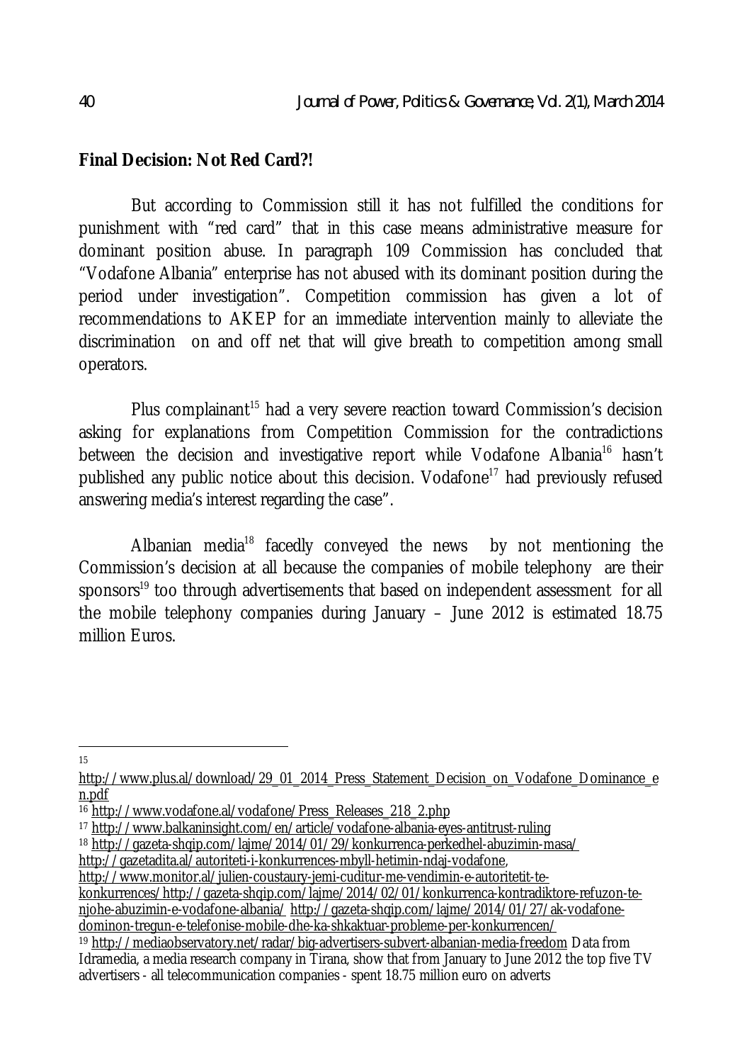**Final Decision: Not Red Card?!**

But according to Commission still it has not fulfilled the conditions for punishment with "red card" that in this case means administrative measure for dominant position abuse. In paragraph 109 Commission has concluded that "Vodafone Albania" enterprise has not abused with its dominant position during the period under investigation". Competition commission has given a lot of recommendations to AKEP for an immediate intervention mainly to alleviate the discrimination on and off net that will give breath to competition among small operators.

Plus complainant[15] had a very severe reaction toward Commission's decision asking for explanations from Competition Commission for the contradictions between the decision and investigative report while Vodafone Albania[16] hasn't published any public notice about this decision. Vodafone[17] had previously refused answering media's interest regarding the case".

Albanian media[18] facedly conveyed the news by not mentioning the Commission's decision at all because the companies of mobile telephony are their sponsors[19] too through advertisements that based on independent assessment for all the mobile telephony companies during January – June 2012 is estimated 18.75 million Euros.

---

15 http://www.plus.al/download/29_01_2014_Press_Statement_Decision_on_Vodafone_Dominance_en.pdf

16 http://www.vodafone.al/vodafone/Press_Releases_218_2.php

17 http://www.balkaninsight.com/en/article/vodafone-albania-eyes-antitrust-ruling

18 http://gazeta-shqip.com/lajme/2014/01/29/konkurrenca-perkedhel-abuzimin-masa/ http://gazetadita.al/autoriteti-i-konkurrences-mbyll-hetimin-ndaj-vodafone, http://www.monitor.al/julien-coustaury-jemi-cuditur-me-vendimin-e-autoritetit-te-konkurrences/http://gazeta-shqip.com/lajme/2014/02/01/konkurrenca-kontradiktore-refuzon-te-njohe-abuzimin-e-vodafone-albania/ http://gazeta-shqip.com/lajme/2014/01/27/ak-vodafone-dominon-tregun-e-telefonise-mobile-dhe-ka-shkaktuar-probleme-per-konkurrencen/

19 http://mediaobservatory.net/radar/big-advertisers-subvert-albanian-media-freedom Data from Idramedia, a media research company in Tirana, show that from January to June 2012 the top five TV advertisers - all telecommunication companies - spent 18.75 million euro on adverts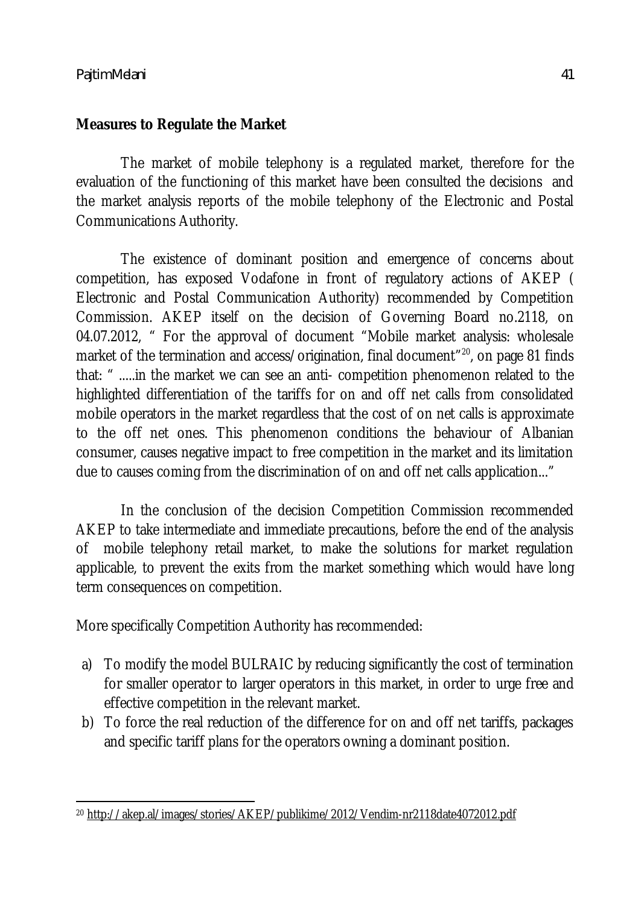**Measures to Regulate the Market**

The market of mobile telephony is a regulated market, therefore for the evaluation of the functioning of this market have been consulted the decisions and the market analysis reports of the mobile telephony of the Electronic and Postal Communications Authority.

The existence of dominant position and emergence of concerns about competition, has exposed Vodafone in front of regulatory actions of AKEP ( Electronic and Postal Communication Authority) recommended by Competition Commission. AKEP itself on the decision of Governing Board no.2118, on 04.07.2012, " For the approval of document "Mobile market analysis: wholesale market of the termination and access/origination, final document"[20], on page 81 finds that: " .....in the market we can see an anti- competition phenomenon related to the highlighted differentiation of the tariffs for on and off net calls from consolidated mobile operators in the market regardless that the cost of on net calls is approximate to the off net ones. This phenomenon conditions the behaviour of Albanian consumer, causes negative impact to free competition in the market and its limitation due to causes coming from the discrimination of on and off net calls application..."

In the conclusion of the decision Competition Commission recommended AKEP to take intermediate and immediate precautions, before the end of the analysis of mobile telephony retail market, to make the solutions for market regulation applicable, to prevent the exits from the market something which would have long term consequences on competition.

More specifically Competition Authority has recommended:

a) To modify the model BULRAIC by reducing significantly the cost of termination for smaller operator to larger operators in this market, in order to urge free and effective competition in the relevant market.
b) To force the real reduction of the difference for on and off net tariffs, packages and specific tariff plans for the operators owning a dominant position.

---

[20] http://akep.al/images/stories/AKEP/publikime/2012/Vendim-nr2118date4072012.pdf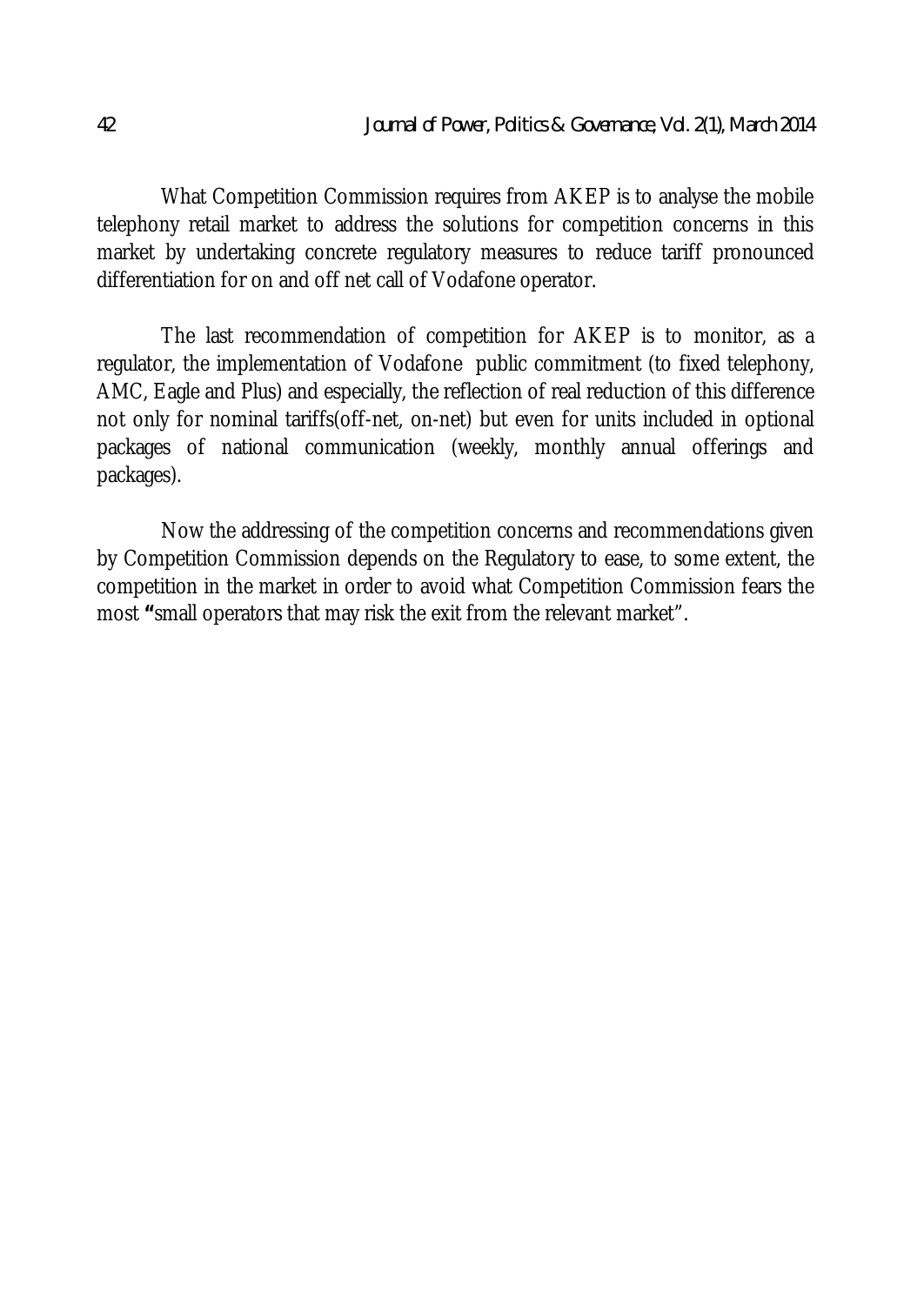What Competition Commission requires from AKEP is to analyse the mobile telephony retail market to address the solutions for competition concerns in this market by undertaking concrete regulatory measures to reduce tariff pronounced differentiation for on and off net call of Vodafone operator.

The last recommendation of competition for AKEP is to monitor, as a regulator, the implementation of Vodafone public commitment (to fixed telephony, AMC, Eagle and Plus) and especially, the reflection of real reduction of this difference not only for nominal tariffs(off-net, on-net) but even for units included in optional packages of national communication (weekly, monthly annual offerings and packages).

Now the addressing of the competition concerns and recommendations given by Competition Commission depends on the Regulatory to ease, to some extent, the competition in the market in order to avoid what Competition Commission fears the most **"**small operators that may risk the exit from the relevant market".